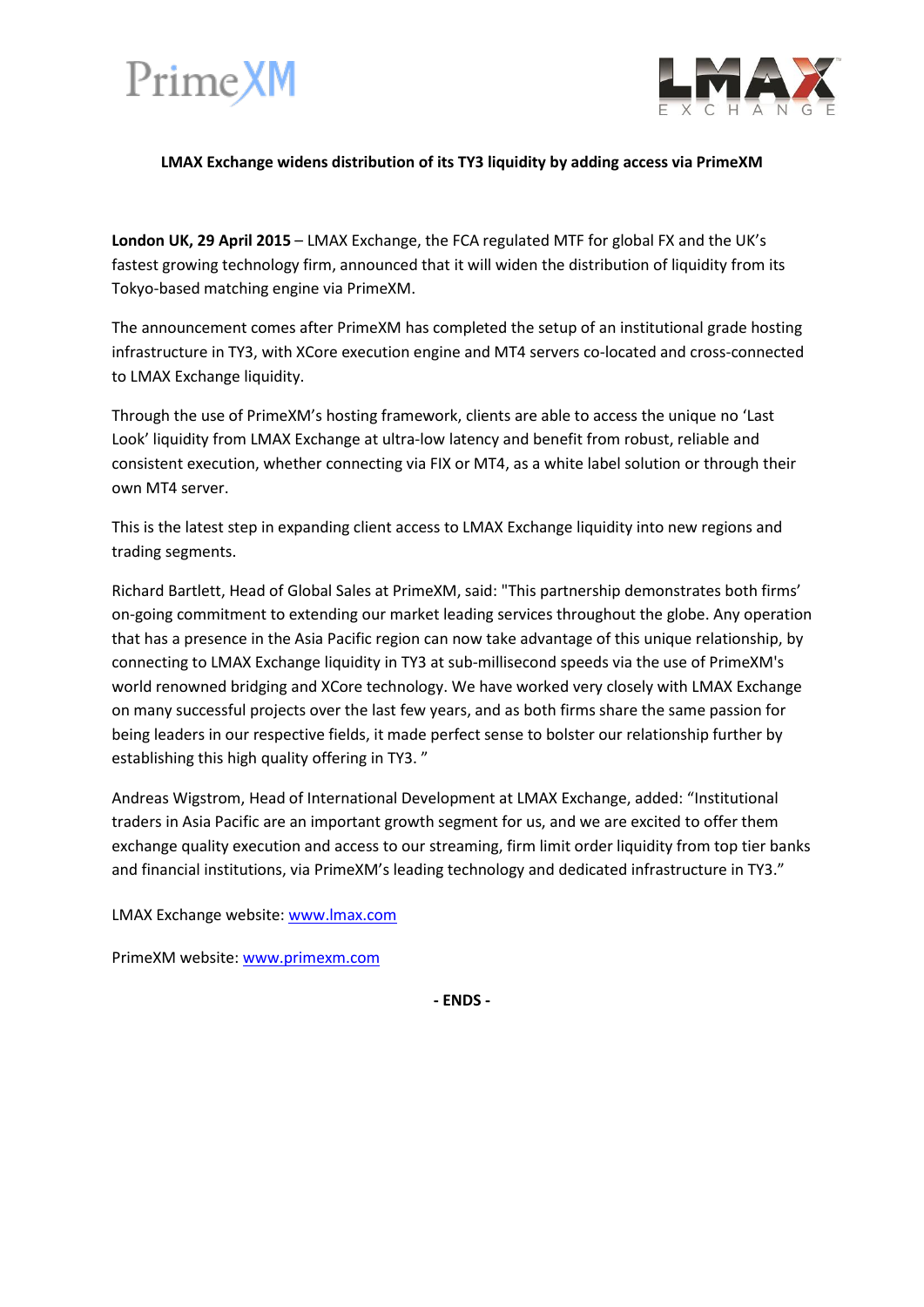**LMAX Exchange widens distribution of its TY3 liquidity by adding access via PrimeXM**

**London UK, 29 April 2015** – LMAX Exchange, the FCA regulated MTF for global FX and the UK's fastest growing technology firm, announced that it will widen the distribution of liquidity from its Tokyo-based matching engine via PrimeXM.

The announcement comes after PrimeXM has completed the setup of an institutional grade hosting infrastructure in TY3, with XCore execution engine and MT4 servers co-located and cross-connected to LMAX Exchange liquidity.

Through the use of PrimeXM's hosting framework, clients are able to access the unique no 'Last Look' liquidity from LMAX Exchange at ultra-low latency and benefit from robust, reliable and consistent execution, whether connecting via FIX or MT4, as a white label solution or through their own MT4 server.

This is the latest step in expanding client access to LMAX Exchange liquidity into new regions and trading segments.

Richard Bartlett, Head of Global Sales at PrimeXM, said: "This partnership demonstrates both firms' on-going commitment to extending our market leading services throughout the globe. Any operation that has a presence in the Asia Pacific region can now take advantage of this unique relationship, by connecting to LMAX Exchange liquidity in TY3 at sub-millisecond speeds via the use of PrimeXM's world renowned bridging and XCore technology. We have worked very closely with LMAX Exchange on many successful projects over the last few years, and as both firms share the same passion for being leaders in our respective fields, it made perfect sense to bolster our relationship further by establishing this high quality offering in TY3. "

Andreas Wigstrom, Head of International Development at LMAX Exchange, added: "Institutional traders in Asia Pacific are an important growth segment for us, and we are excited to offer them exchange quality execution and access to our streaming, firm limit order liquidity from top tier banks and financial institutions, via PrimeXM's leading technology and dedicated infrastructure in TY3."

LMAX Exchange website: www.lmax.com

PrimeXM website: www.primexm.com

**- ENDS -**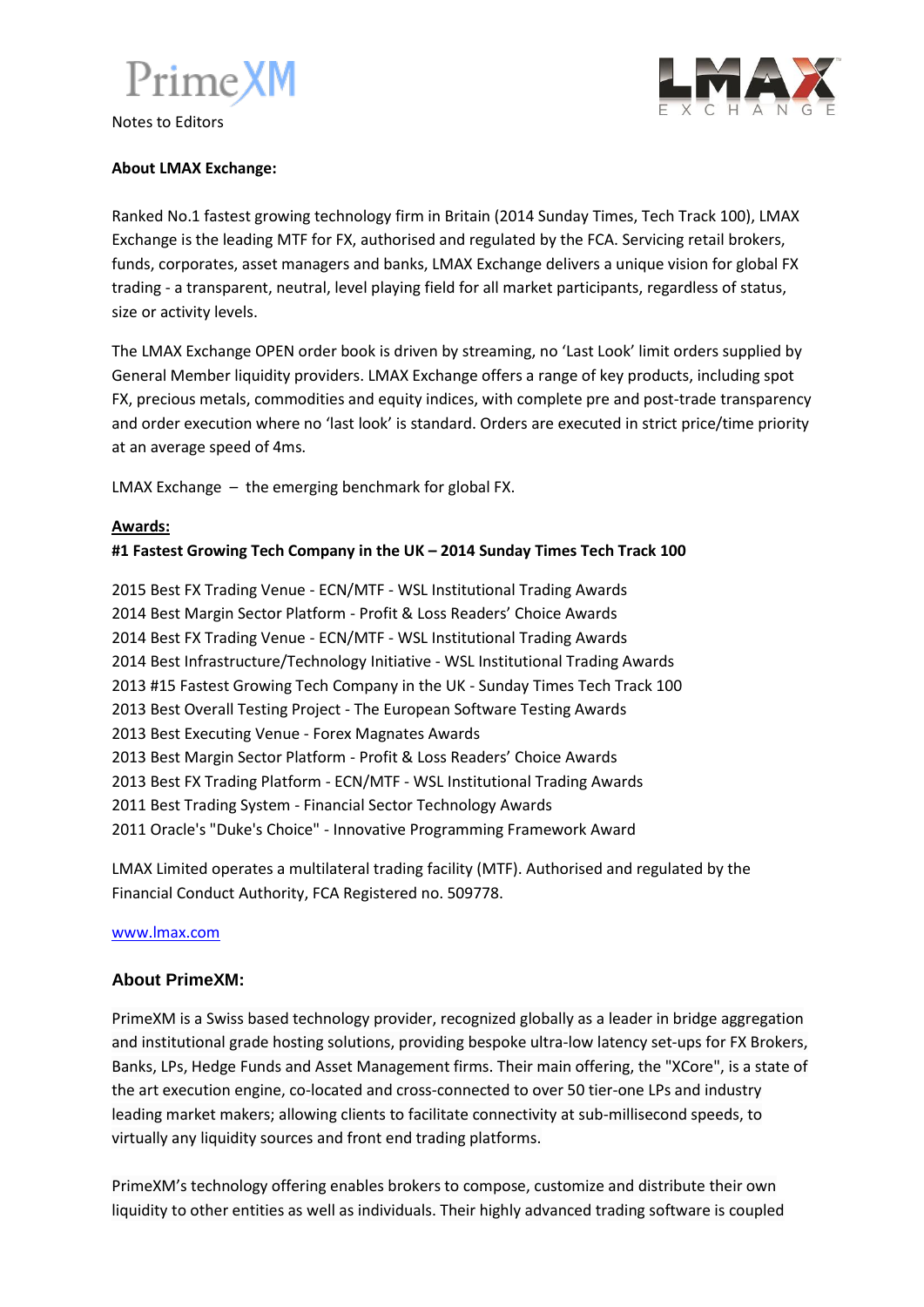Notes to Editors

**About LMAX Exchange:**

Ranked No.1 fastest growing technology firm in Britain (2014 Sunday Times, Tech Track 100), LMAX Exchange is the leading MTF for FX, authorised and regulated by the FCA. Servicing retail brokers, funds, corporates, asset managers and banks, LMAX Exchange delivers a unique vision for global FX trading - a transparent, neutral, level playing field for all market participants, regardless of status, size or activity levels.

The LMAX Exchange OPEN order book is driven by streaming, no 'Last Look' limit orders supplied by General Member liquidity providers. LMAX Exchange offers a range of key products, including spot FX, precious metals, commodities and equity indices, with complete pre and post-trade transparency and order execution where no 'last look' is standard. Orders are executed in strict price/time priority at an average speed of 4ms.

LMAX Exchange – the emerging benchmark for global FX.

**Awards:**

**#1 Fastest Growing Tech Company in the UK – 2014 Sunday Times Tech Track 100**

2015 Best FX Trading Venue - ECN/MTF - WSL Institutional Trading Awards
2014 Best Margin Sector Platform - Profit & Loss Readers' Choice Awards
2014 Best FX Trading Venue - ECN/MTF - WSL Institutional Trading Awards
2014 Best Infrastructure/Technology Initiative - WSL Institutional Trading Awards
2013 #15 Fastest Growing Tech Company in the UK - Sunday Times Tech Track 100
2013 Best Overall Testing Project - The European Software Testing Awards
2013 Best Executing Venue - Forex Magnates Awards
2013 Best Margin Sector Platform - Profit & Loss Readers' Choice Awards
2013 Best FX Trading Platform - ECN/MTF - WSL Institutional Trading Awards
2011 Best Trading System - Financial Sector Technology Awards
2011 Oracle's "Duke's Choice" - Innovative Programming Framework Award

LMAX Limited operates a multilateral trading facility (MTF). Authorised and regulated by the Financial Conduct Authority, FCA Registered no. 509778.

www.lmax.com

**About PrimeXM:**

PrimeXM is a Swiss based technology provider, recognized globally as a leader in bridge aggregation and institutional grade hosting solutions, providing bespoke ultra-low latency set-ups for FX Brokers, Banks, LPs, Hedge Funds and Asset Management firms. Their main offering, the "XCore", is a state of the art execution engine, co-located and cross-connected to over 50 tier-one LPs and industry leading market makers; allowing clients to facilitate connectivity at sub-millisecond speeds, to virtually any liquidity sources and front end trading platforms.

PrimeXM's technology offering enables brokers to compose, customize and distribute their own liquidity to other entities as well as individuals. Their highly advanced trading software is coupled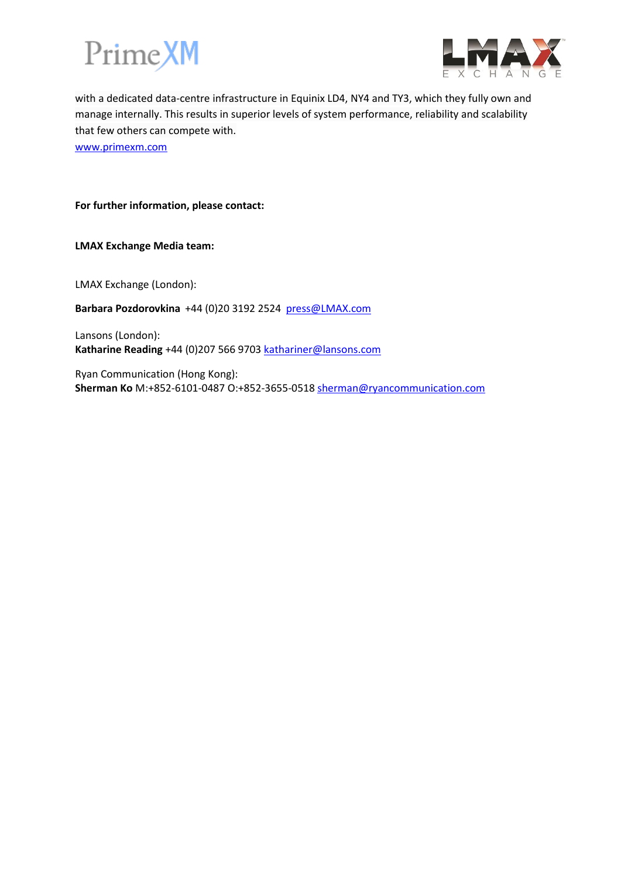with a dedicated data-centre infrastructure in Equinix LD4, NY4 and TY3, which they fully own and manage internally. This results in superior levels of system performance, reliability and scalability that few others can compete with.

www.primexm.com

**For further information, please contact:**

**LMAX Exchange Media team:**

LMAX Exchange (London):

**Barbara Pozdorovkina** +44 (0)20 3192 2524 press@LMAX.com

Lansons (London):
**Katharine Reading** +44 (0)207 566 9703 kathariner@lansons.com

Ryan Communication (Hong Kong):
**Sherman Ko** M:+852-6101-0487 O:+852-3655-0518 sherman@ryancommunication.com